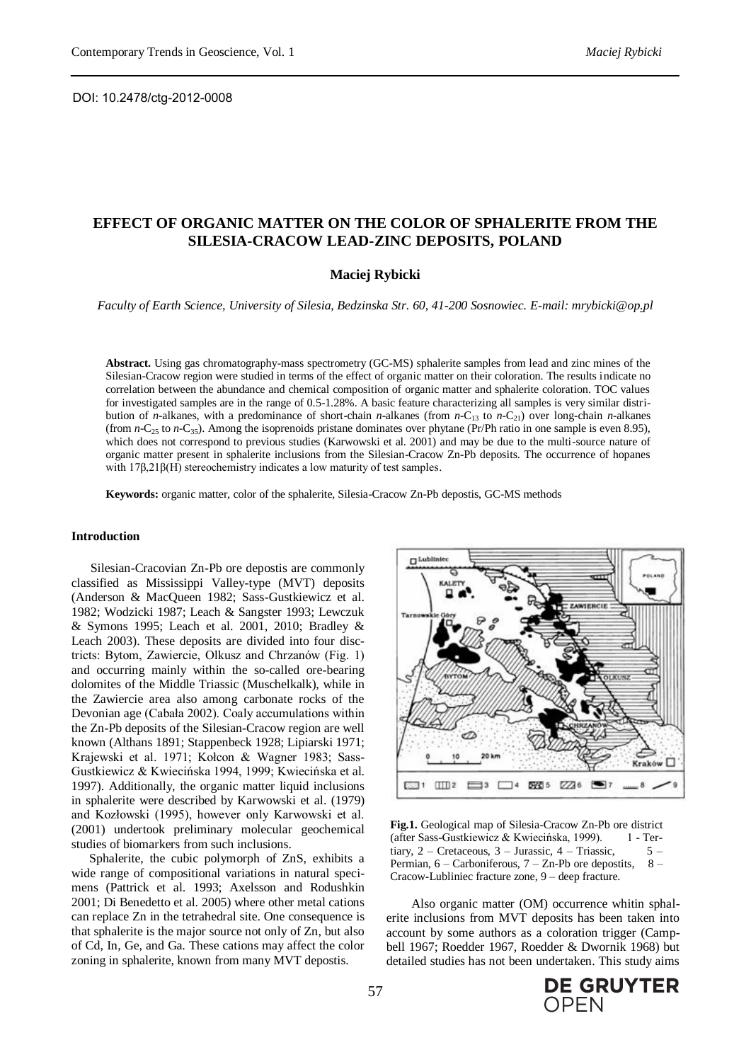DOI: 10.2478/ctg-2012-0008

# EFFECT OF ORGANIC MATTER ON THE COLOR OF SPHALERITE FROM THE SILESIA-CRACOW LEAD-ZINC DEPOSITS, POLAND

**Maciej Rybicki**

*Faculty of Earth Science, University of Silesia, Bedzinska Str. 60, 41-200 Sosnowiec. E-mail: mrybicki@op.pl*

**Abstract.** Using gas chromatography-mass spectrometry (GC-MS) sphalerite samples from lead and zinc mines of the Silesian-Cracow region were studied in terms of the effect of organic matter on their coloration. The results indicate no correlation between the abundance and chemical composition of organic matter and sphalerite coloration. TOC values for investigated samples are in the range of 0.5-1.28%. A basic feature characterizing all samples is very similar distribution of *n*-alkanes, with a predominance of short-chain *n*-alkanes (from *n*-$C_{13}$ to *n*-$C_{21}$) over long-chain *n*-alkanes (from *n*-$C_{25}$ to *n*-$C_{35}$). Among the isoprenoids pristane dominates over phytane (Pr/Ph ratio in one sample is even 8.95), which does not correspond to previous studies (Karwowski et al. 2001) and may be due to the multi-source nature of organic matter present in sphalerite inclusions from the Silesian-Cracow Zn-Pb deposits. The occurrence of hopanes with 17β,21β(H) stereochemistry indicates a low maturity of test samples.

**Keywords:** organic matter, color of the sphalerite, Silesia-Cracow Zn-Pb depostis, GC-MS methods

### Introduction

Silesian-Cracovian Zn-Pb ore depostis are commonly classified as Mississippi Valley-type (MVT) deposits (Anderson & MacQueen 1982; Sass-Gustkiewicz et al. 1982; Wodzicki 1987; Leach & Sangster 1993; Lewczuk & Symons 1995; Leach et al. 2001, 2010; Bradley & Leach 2003). These deposits are divided into four disctricts: Bytom, Zawiercie, Olkusz and Chrzanów (Fig. 1) and occurring mainly within the so-called ore-bearing dolomites of the Middle Triassic (Muschelkalk), while in the Zawiercie area also among carbonate rocks of the Devonian age (Cabała 2002). Coaly accumulations within the Zn-Pb deposits of the Silesian-Cracow region are well known (Althans 1891; Stappenbeck 1928; Lipiarski 1971; Krajewski et al. 1971; Kołcon & Wagner 1983; Sass-Gustkiewicz & Kwiecińska 1994, 1999; Kwiecińska et al. 1997). Additionally, the organic matter liquid inclusions in sphalerite were described by Karwowski et al. (1979) and Kozłowski (1995), however only Karwowski et al. (2001) undertook preliminary molecular geochemical studies of biomarkers from such inclusions.

Sphalerite, the cubic polymorph of ZnS, exhibits a wide range of compositional variations in natural specimens (Pattrick et al. 1993; Axelsson and Rodushkin 2001; Di Benedetto et al. 2005) where other metal cations can replace Zn in the tetrahedral site. One consequence is that sphalerite is the major source not only of Zn, but also of Cd, In, Ge, and Ga. These cations may affect the color zoning in sphalerite, known from many MVT depostis.

**Fig.1.** Geological map of Silesia-Cracow Zn-Pb ore district (after Sass-Gustkiewicz & Kwiecińska, 1999). 1 - Tertiary, 2 – Cretaceous, 3 – Jurassic, 4 – Triassic, 5 – Permian, 6 – Carboniferous, 7 – Zn-Pb ore depostits, 8 – Cracow-Lubliniec fracture zone, 9 – deep fracture.

Also organic matter (OM) occurrence whitin sphalerite inclusions from MVT deposits has been taken into account by some authors as a coloration trigger (Campbell 1967; Roedder 1967, Roedder & Dwornik 1968) but detailed studies has not been undertaken. This study aims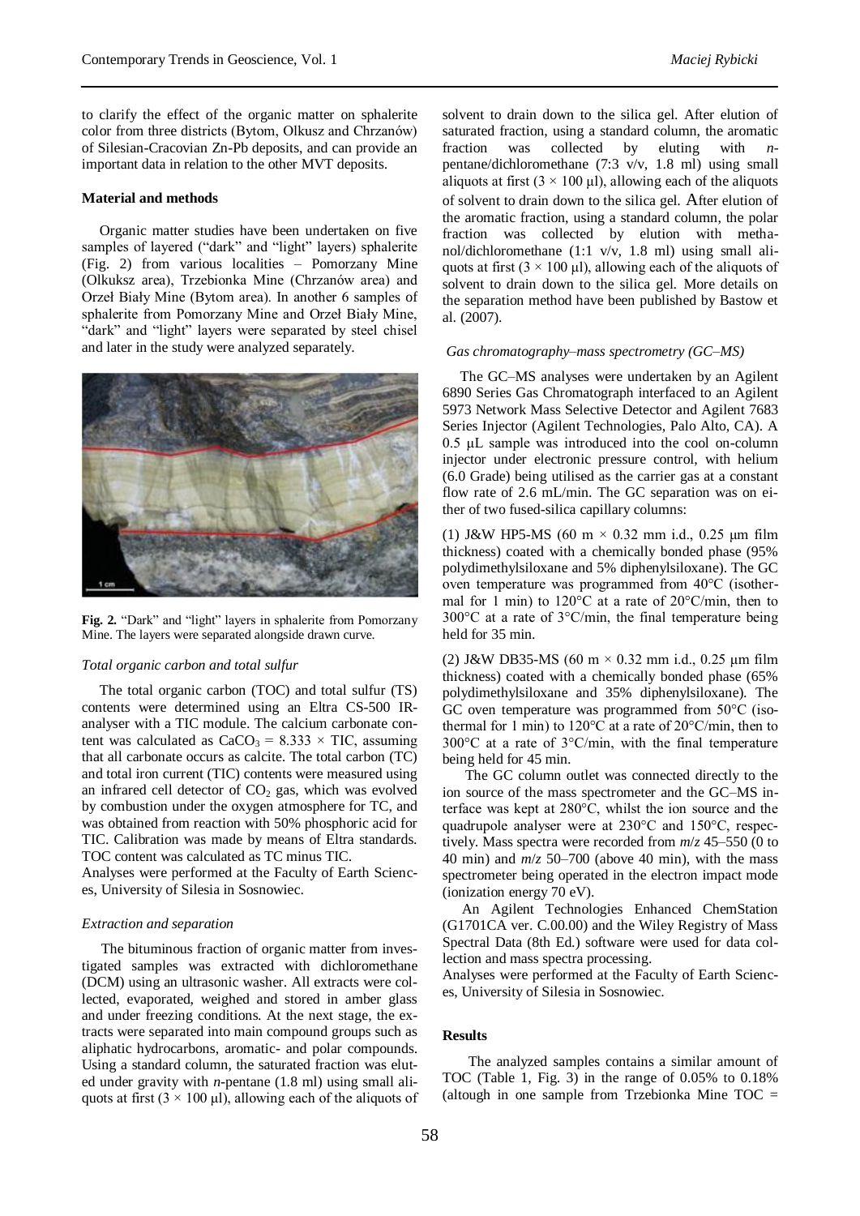to clarify the effect of the organic matter on sphalerite color from three districts (Bytom, Olkusz and Chrzanów) of Silesian-Cracovian Zn-Pb deposits, and can provide an important data in relation to the other MVT deposits.

**Material and methods**

Organic matter studies have been undertaken on five samples of layered ("dark" and "light" layers) sphalerite (Fig. 2) from various localities – Pomorzany Mine (Olkuksz area), Trzebionka Mine (Chrzanów area) and Orzeł Biały Mine (Bytom area). In another 6 samples of sphalerite from Pomorzany Mine and Orzeł Biały Mine, "dark" and "light" layers were separated by steel chisel and later in the study were analyzed separately.

**Fig. 2.** "Dark" and "light" layers in sphalerite from Pomorzany Mine. The layers were separated alongside drawn curve.

*Total organic carbon and total sulfur*

The total organic carbon (TOC) and total sulfur (TS) contents were determined using an Eltra CS-500 IR-analyser with a TIC module. The calcium carbonate content was calculated as $CaCO_3 = 8.333 \times TIC$, assuming that all carbonate occurs as calcite. The total carbon (TC) and total iron current (TIC) contents were measured using an infrared cell detector of $CO_2$ gas, which was evolved by combustion under the oxygen atmosphere for TC, and was obtained from reaction with 50% phosphoric acid for TIC. Calibration was made by means of Eltra standards. TOC content was calculated as TC minus TIC.
Analyses were performed at the Faculty of Earth Sciences, University of Silesia in Sosnowiec.

*Extraction and separation*

The bituminous fraction of organic matter from investigated samples was extracted with dichloromethane (DCM) using an ultrasonic washer. All extracts were collected, evaporated, weighed and stored in amber glass and under freezing conditions. At the next stage, the extracts were separated into main compound groups such as aliphatic hydrocarbons, aromatic- and polar compounds. Using a standard column, the saturated fraction was eluted under gravity with *n*-pentane (1.8 ml) using small aliquots at first (3 × 100 μl), allowing each of the aliquots of solvent to drain down to the silica gel. After elution of saturated fraction, using a standard column, the aromatic fraction was collected by eluting with *n*-pentane/dichloromethane (7:3 v/v, 1.8 ml) using small aliquots at first (3 × 100 μl), allowing each of the aliquots of solvent to drain down to the silica gel. After elution of the aromatic fraction, using a standard column, the polar fraction was collected by elution with methanol/dichloromethane (1:1 v/v, 1.8 ml) using small aliquots at first (3 × 100 μl), allowing each of the aliquots of solvent to drain down to the silica gel. More details on the separation method have been published by Bastow et al. (2007).

*Gas chromatography–mass spectrometry (GC–MS)*

The GC–MS analyses were undertaken by an Agilent 6890 Series Gas Chromatograph interfaced to an Agilent 5973 Network Mass Selective Detector and Agilent 7683 Series Injector (Agilent Technologies, Palo Alto, CA). A 0.5 μL sample was introduced into the cool on-column injector under electronic pressure control, with helium (6.0 Grade) being utilised as the carrier gas at a constant flow rate of 2.6 mL/min. The GC separation was on either of two fused-silica capillary columns:

(1) J&W HP5-MS (60 m × 0.32 mm i.d., 0.25 μm film thickness) coated with a chemically bonded phase (95% polydimethylsiloxane and 5% diphenylsiloxane). The GC oven temperature was programmed from 40°C (isothermal for 1 min) to 120°C at a rate of 20°C/min, then to 300°C at a rate of 3°C/min, the final temperature being held for 35 min.

(2) J&W DB35-MS (60 m × 0.32 mm i.d., 0.25 μm film thickness) coated with a chemically bonded phase (65% polydimethylsiloxane and 35% diphenylsiloxane). The GC oven temperature was programmed from 50°C (isothermal for 1 min) to 120°C at a rate of 20°C/min, then to 300°C at a rate of 3°C/min, with the final temperature being held for 45 min.

The GC column outlet was connected directly to the ion source of the mass spectrometer and the GC–MS interface was kept at 280°C, whilst the ion source and the quadrupole analyser were at 230°C and 150°C, respectively. Mass spectra were recorded from *m*/*z* 45–550 (0 to 40 min) and *m*/*z* 50–700 (above 40 min), with the mass spectrometer being operated in the electron impact mode (ionization energy 70 eV).

An Agilent Technologies Enhanced ChemStation (G1701CA ver. C.00.00) and the Wiley Registry of Mass Spectral Data (8th Ed.) software were used for data collection and mass spectra processing.
Analyses were performed at the Faculty of Earth Sciences, University of Silesia in Sosnowiec.

**Results**

The analyzed samples contains a similar amount of TOC (Table 1, Fig. 3) in the range of 0.05% to 0.18% (altough in one sample from Trzebionka Mine TOC =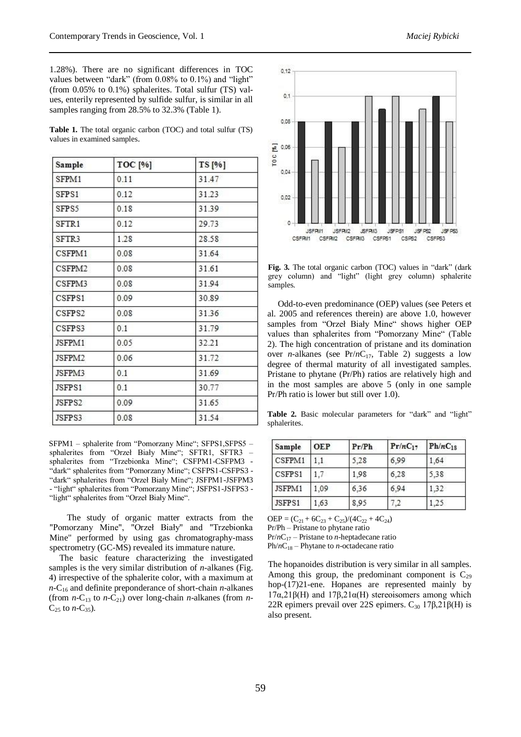1.28%). There are no significant differences in TOC values between "dark" (from 0.08% to 0.1%) and "light" (from 0.05% to 0.1%) sphalerites. Total sulfur (TS) values, enterily represented by sulfide sulfur, is similar in all samples ranging from 28.5% to 32.3% (Table 1).

**Table 1.** The total organic carbon (TOC) and total sulfur (TS) values in examined samples.

| Sample | TOC [%] | TS [%] |
|---|---|---|
| SFPM1 | 0.11 | 31.47 |
| SFPS1 | 0.12 | 31.23 |
| SFPS5 | 0.18 | 31.39 |
| SFTR1 | 0.12 | 29.73 |
| SFTR3 | 1.28 | 28.58 |
| CSFPM1 | 0.08 | 31.64 |
| CSFPM2 | 0.08 | 31.61 |
| CSFPM3 | 0.08 | 31.94 |
| CSFPS1 | 0.09 | 30.89 |
| CSFPS2 | 0.08 | 31.36 |
| CSFPS3 | 0.1 | 31.79 |
| JSFPM1 | 0.05 | 32.21 |
| JSFPM2 | 0.06 | 31.72 |
| JSFPM3 | 0.1 | 31.69 |
| JSFPS1 | 0.1 | 30.77 |
| JSFPS2 | 0.09 | 31.65 |
| JSFPS3 | 0.08 | 31.54 |

SFPM1 – sphalerite from "Pomorzany Mine"; SFPS1,SFPS5 – sphalerites from "Orzeł Biały Mine"; SFTR1, SFTR3 – sphalerites from "Trzebionka Mine"; CSFPM1-CSFPM3 - "dark" sphalerites from "Pomorzany Mine"; CSFPS1-CSFPS3 - "dark" sphalerites from "Orzeł Biały Mine"; JSFPM1-JSFPM3 - "light" sphalerites from "Pomorzany Mine"; JSFPS1-JSFPS3 - "light" sphalerites from "Orzeł Biały Mine".

The study of organic matter extracts from the "Pomorzany Mine", "Orzeł Biały" and "Trzebionka Mine" performed by using gas chromatography-mass spectrometry (GC-MS) revealed its immature nature.

The basic feature characterizing the investigated samples is the very similar distribution of *n*-alkanes (Fig. 4) irrespective of the sphalerite color, with a maximum at *n*-$C_{16}$ and definite preponderance of short-chain *n*-alkanes (from *n*-$C_{13}$ to *n*-$C_{21}$) over long-chain *n*-alkanes (from *n*-$C_{25}$ to *n*-$C_{35}$).

**Fig. 3.** The total organic carbon (TOC) values in "dark" (dark grey column) and "light" (light grey column) sphalerite samples.

Odd-to-even predominance (OEP) values (see Peters et al. 2005 and references therein) are above 1.0, however samples from "Orzeł Biały Mine" shows higher OEP values than sphalerites from "Pomorzany Mine" (Table 2). The high concentration of pristane and its domination over *n*-alkanes (see Pr/*n*$C_{17}$, Table 2) suggests a low degree of thermal maturity of all investigated samples. Pristane to phytane (Pr/Ph) ratios are relatively high and in the most samples are above 5 (only in one sample Pr/Ph ratio is lower but still over 1.0).

**Table 2.** Basic molecular parameters for "dark" and "light" sphalerites.

| Sample | OEP | Pr/Ph | Pr/*n*$C_{17}$ | Ph/*n*$C_{18}$ |
|---|---|---|---|---|
| CSFPM1 | 1,1 | 5,28 | 6,99 | 1,64 |
| CSFPS1 | 1,7 | 1,98 | 6,28 | 5,38 |
| JSFPM1 | 1,09 | 6,36 | 6,94 | 1,32 |
| JSFPS1 | 1,63 | 8,95 | 7,2 | 1,25 |

OEP = $(C_{21} + 6C_{23} + C_{25})/(4C_{22} + 4C_{24})$
Pr/Ph – Pristane to phytane ratio
Pr/*n*$C_{17}$ – Pristane to *n*-heptadecane ratio
Ph/*n*$C_{18}$ – Phytane to *n*-octadecane ratio

The hopanoides distribution is very similar in all samples. Among this group, the predominant component is $C_{29}$ hop-(17)21-ene. Hopanes are represented mainly by 17α,21β(H) and 17β,21α(H) stereoisomers among which 22R epimers prevail over 22S epimers. $C_{30}$ 17β,21β(H) is also present.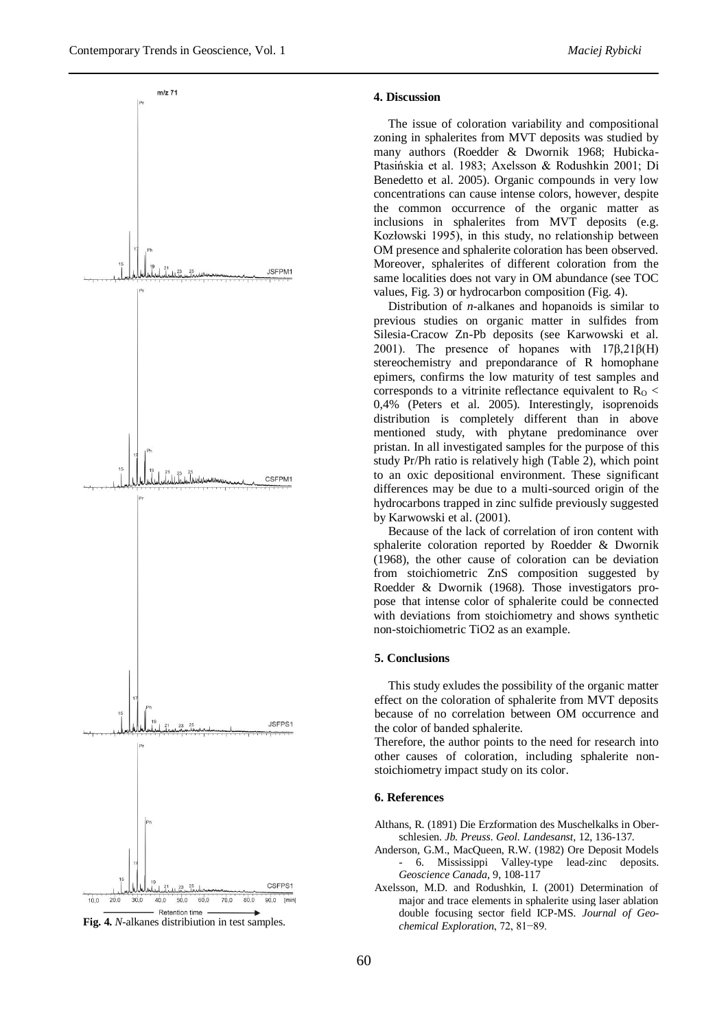Fig. 4. *N*-alkanes distribiution in test samples.

## 4. Discussion

The issue of coloration variability and compositional zoning in sphalerites from MVT deposits was studied by many authors (Roedder & Dwornik 1968; Hubicka-Ptasińskia et al. 1983; Axelsson & Rodushkin 2001; Di Benedetto et al. 2005). Organic compounds in very low concentrations can cause intense colors, however, despite the common occurrence of the organic matter as inclusions in sphalerites from MVT deposits (e.g. Kozłowski 1995), in this study, no relationship between OM presence and sphalerite coloration has been observed. Moreover, sphalerites of different coloration from the same localities does not vary in OM abundance (see TOC values, Fig. 3) or hydrocarbon composition (Fig. 4).

Distribution of *n*-alkanes and hopanoids is similar to previous studies on organic matter in sulfides from Silesia-Cracow Zn-Pb deposits (see Karwowski et al. 2001). The presence of hopanes with 17β,21β(H) stereochemistry and prepondarance of R homophane epimers, confirms the low maturity of test samples and corresponds to a vitrinite reflectance equivalent to $R_O <$ 0,4% (Peters et al. 2005). Interestingly, isoprenoids distribution is completely different than in above mentioned study, with phytane predominance over pristan. In all investigated samples for the purpose of this study Pr/Ph ratio is relatively high (Table 2), which point to an oxic depositional environment. These significant differences may be due to a multi-sourced origin of the hydrocarbons trapped in zinc sulfide previously suggested by Karwowski et al. (2001).

Because of the lack of correlation of iron content with sphalerite coloration reported by Roedder & Dwornik (1968), the other cause of coloration can be deviation from stoichiometric ZnS composition suggested by Roedder & Dwornik (1968). Those investigators propose that intense color of sphalerite could be connected with deviations from stoichiometry and shows synthetic non-stoichiometric TiO2 as an example.

## 5. Conclusions

This study exludes the possibility of the organic matter effect on the coloration of sphalerite from MVT deposits because of no correlation between OM occurrence and the color of banded sphalerite.

Therefore, the author points to the need for research into other causes of coloration, including sphalerite non-stoichiometry impact study on its color.

## 6. References

Althans, R. (1891) Die Erzformation des Muschelkalks in Oberschlesien. *Jb. Preuss. Geol. Landesanst*, 12, 136-137.

Anderson, G.M., MacQueen, R.W. (1982) Ore Deposit Models - 6. Mississippi Valley-type lead-zinc deposits. *Geoscience Canada*, 9, 108-117

Axelsson, M.D. and Rodushkin, I. (2001) Determination of major and trace elements in sphalerite using laser ablation double focusing sector field ICP-MS. *Journal of Geochemical Exploration*, 72, 81−89.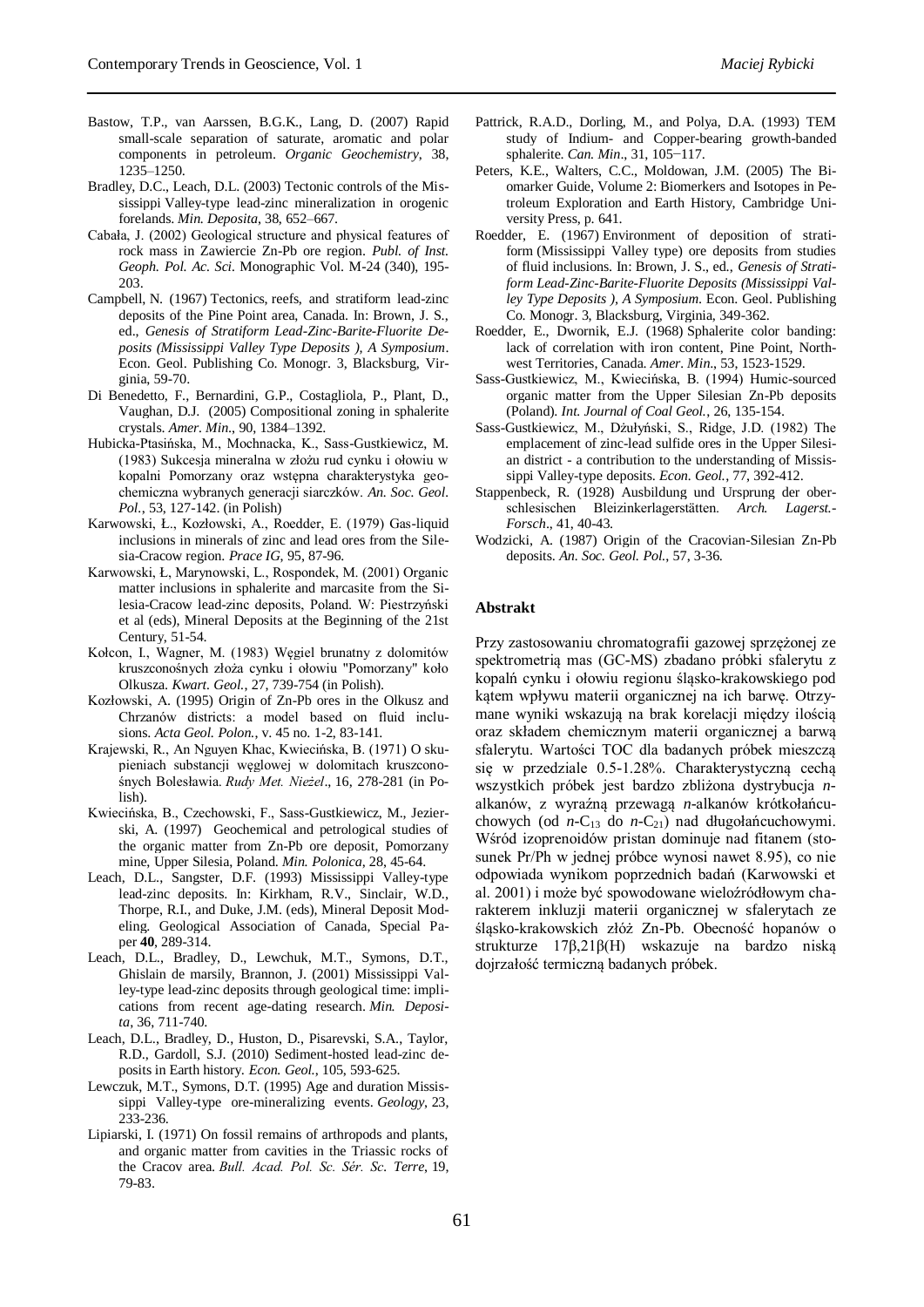Bastow, T.P., van Aarssen, B.G.K., Lang, D. (2007) Rapid small-scale separation of saturate, aromatic and polar components in petroleum. *Organic Geochemistry*, 38, 1235–1250.

Bradley, D.C., Leach, D.L. (2003) Tectonic controls of the Mississippi Valley-type lead-zinc mineralization in orogenic forelands. *Min. Deposita*, 38, 652–667.

Cabała, J. (2002) Geological structure and physical features of rock mass in Zawiercie Zn-Pb ore region. *Publ. of Inst. Geoph. Pol. Ac. Sci.* Monographic Vol. M-24 (340), 195-203.

Campbell, N. (1967) Tectonics, reefs, and stratiform lead-zinc deposits of the Pine Point area, Canada. In: Brown, J. S., ed., *Genesis of Stratiform Lead-Zinc-Barite-Fluorite Deposits (Mississippi Valley Type Deposits ), A Symposium*. Econ. Geol. Publishing Co. Monogr. 3, Blacksburg, Virginia, 59-70.

Di Benedetto, F., Bernardini, G.P., Costagliola, P., Plant, D., Vaughan, D.J. (2005) Compositional zoning in sphalerite crystals. *Amer. Min.*, 90, 1384–1392.

Hubicka-Ptasińska, M., Mochnacka, K., Sass-Gustkiewicz, M. (1983) Sukcesja mineralna w złożu rud cynku i ołowiu w kopalni Pomorzany oraz wstępna charakterystyka geochemiczna wybranych generacji siarczków. *An. Soc. Geol. Pol.*, 53, 127-142. (in Polish)

Karwowski, Ł., Kozłowski, A., Roedder, E. (1979) Gas-liquid inclusions in minerals of zinc and lead ores from the Silesia-Cracow region. *Prace IG*, 95, 87-96.

Karwowski, Ł, Marynowski, L., Rospondek, M. (2001) Organic matter inclusions in sphalerite and marcasite from the Silesia-Cracow lead-zinc deposits, Poland. W: Piestrzyński et al (eds), Mineral Deposits at the Beginning of the 21st Century, 51-54.

Kołcon, I., Wagner, M. (1983) Węgiel brunatny z dolomitów kruszconośnych złoża cynku i ołowiu "Pomorzany" koło Olkusza. *Kwart. Geol.*, 27, 739-754 (in Polish).

Kozłowski, A. (1995) Origin of Zn-Pb ores in the Olkusz and Chrzanów districts: a model based on fluid inclusions. *Acta Geol. Polon.*, v. 45 no. 1-2, 83-141.

Krajewski, R., An Nguyen Khac, Kwiecińska, B. (1971) O skupieniach substancji węglowej w dolomitach kruszconośnych Bolesławia. *Rudy Met. Nieżel*., 16, 278-281 (in Polish).

Kwiecińska, B., Czechowski, F., Sass-Gustkiewicz, M., Jezierski, A. (1997) Geochemical and petrological studies of the organic matter from Zn-Pb ore deposit, Pomorzany mine, Upper Silesia, Poland. *Min. Polonica*, 28, 45-64.

Leach, D.L., Sangster, D.F. (1993) Mississippi Valley-type lead-zinc deposits. In: Kirkham, R.V., Sinclair, W.D., Thorpe, R.I., and Duke, J.M. (eds), Mineral Deposit Modeling. Geological Association of Canada, Special Paper **40**, 289-314.

Leach, D.L., Bradley, D., Lewchuk, M.T., Symons, D.T., Ghislain de marsily, Brannon, J. (2001) Mississippi Valley-type lead-zinc deposits through geological time: implications from recent age-dating research. *Min. Deposita*, 36, 711-740.

Leach, D.L., Bradley, D., Huston, D., Pisarevski, S.A., Taylor, R.D., Gardoll, S.J. (2010) Sediment-hosted lead-zinc deposits in Earth history. *Econ. Geol.*, 105, 593-625.

Lewczuk, M.T., Symons, D.T. (1995) Age and duration Mississippi Valley-type ore-mineralizing events. *Geology*, 23, 233-236.

Lipiarski, I. (1971) On fossil remains of arthropods and plants, and organic matter from cavities in the Triassic rocks of the Cracov area. *Bull. Acad. Pol. Sc. Sér. Sc. Terre*, 19, 79-83.

Pattrick, R.A.D., Dorling, M., and Polya, D.A. (1993) TEM study of Indium- and Copper-bearing growth-banded sphalerite. *Can. Min*., 31, 105−117.

Peters, K.E., Walters, C.C., Moldowan, J.M. (2005) The Biomarker Guide, Volume 2: Biomerkers and Isotopes in Petroleum Exploration and Earth History, Cambridge University Press, p. 641.

Roedder, E. (1967) Environment of deposition of stratiform (Mississippi Valley type) ore deposits from studies of fluid inclusions. In: Brown, J. S., ed., *Genesis of Stratiform Lead-Zinc-Barite-Fluorite Deposits (Mississippi Valley Type Deposits ), A Symposium*. Econ. Geol. Publishing Co. Monogr. 3, Blacksburg, Virginia, 349-362.

Roedder, E., Dwornik, E.J. (1968) Sphalerite color banding: lack of correlation with iron content, Pine Point, Northwest Territories, Canada. *Amer. Min.*, 53, 1523-1529.

Sass-Gustkiewicz, M., Kwiecińska, B. (1994) Humic-sourced organic matter from the Upper Silesian Zn-Pb deposits (Poland). *Int. Journal of Coal Geol.*, 26, 135-154.

Sass-Gustkiewicz, M., Dżułyński, S., Ridge, J.D. (1982) The emplacement of zinc-lead sulfide ores in the Upper Silesian district - a contribution to the understanding of Mississippi Valley-type deposits. *Econ. Geol.*, 77, 392-412.

Stappenbeck, R. (1928) Ausbildung und Ursprung der oberschlesischen Bleizinkerlagerstätten. *Arch. Lagerst.-Forsch*., 41, 40-43.

Wodzicki, A. (1987) Origin of the Cracovian-Silesian Zn-Pb deposits. *An. Soc. Geol. Pol.*, 57, 3-36.

## Abstrakt

Przy zastosowaniu chromatografii gazowej sprzężonej ze spektrometrią mas (GC-MS) zbadano próbki sfalerytu z kopalń cynku i ołowiu regionu śląsko-krakowskiego pod kątem wpływu materii organicznej na ich barwę. Otrzymane wyniki wskazują na brak korelacji między ilością oraz składem chemicznym materii organicznej a barwą sfalerytu. Wartości TOC dla badanych próbek mieszczą się w przedziale 0.5-1.28%. Charakterystyczną cechą wszystkich próbek jest bardzo zbliżona dystrybucja *n*-alkanów, z wyraźną przewagą *n*-alkanów krótkołańcuchowych (od *n*-$C_{13}$ do *n*-$C_{21}$) nad długołańcuchowymi. Wśród izoprenoidów pristan dominuje nad fitanem (stosunek Pr/Ph w jednej próbce wynosi nawet 8.95), co nie odpowiada wynikom poprzednich badań (Karwowski et al. 2001) i może być spowodowane wieloźródłowym charakterem inkluzji materii organicznej w sfalerytach ze śląsko-krakowskich złóż Zn-Pb. Obecność hopanów o strukturze 17β,21β(H) wskazuje na bardzo niską dojrzałość termiczną badanych próbek.